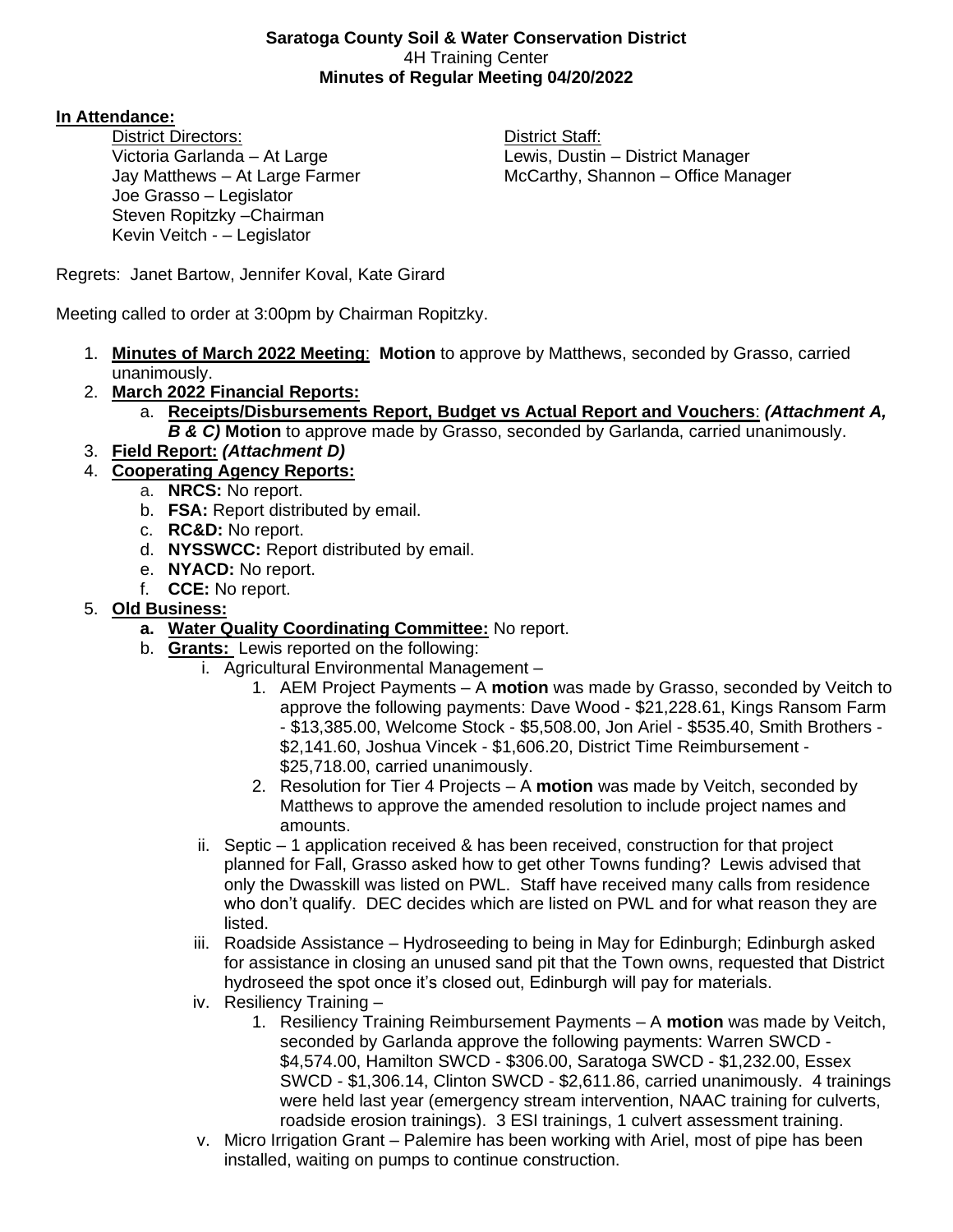**Saratoga County Soil & Water Conservation District**
4H Training Center
**Minutes of Regular Meeting 04/20/2022**

**In Attendance:**

District Directors:
Victoria Garlanda – At Large
Jay Matthews – At Large Farmer
Joe Grasso – Legislator
Steven Ropitzky –Chairman
Kevin Veitch - – Legislator

District Staff:
Lewis, Dustin – District Manager
McCarthy, Shannon – Office Manager

Regrets: Janet Bartow, Jennifer Koval, Kate Girard

Meeting called to order at 3:00pm by Chairman Ropitzky.

1. **Minutes of March 2022 Meeting**: **Motion** to approve by Matthews, seconded by Grasso, carried unanimously.
2. **March 2022 Financial Reports:**
   a. **Receipts/Disbursements Report, Budget vs Actual Report and Vouchers**: ***(Attachment A, B & C)*** **Motion** to approve made by Grasso, seconded by Garlanda, carried unanimously.
3. **Field Report:** ***(Attachment D)***
4. **Cooperating Agency Reports:**
   a. **NRCS:** No report.
   b. **FSA:** Report distributed by email.
   c. **RC&D:** No report.
   d. **NYSSWCC:** Report distributed by email.
   e. **NYACD:** No report.
   f. **CCE:** No report.
5. **Old Business:**
   a. **Water Quality Coordinating Committee:** No report.
   b. **Grants:** Lewis reported on the following:
      i. Agricultural Environmental Management –
         1. AEM Project Payments – A **motion** was made by Grasso, seconded by Veitch to approve the following payments: Dave Wood - $21,228.61, Kings Ransom Farm - $13,385.00, Welcome Stock - $5,508.00, Jon Ariel - $535.40, Smith Brothers - $2,141.60, Joshua Vincek - $1,606.20, District Time Reimbursement - $25,718.00, carried unanimously.
         2. Resolution for Tier 4 Projects – A **motion** was made by Veitch, seconded by Matthews to approve the amended resolution to include project names and amounts.
      ii. Septic – 1 application received & has been received, construction for that project planned for Fall, Grasso asked how to get other Towns funding? Lewis advised that only the Dwasskill was listed on PWL. Staff have received many calls from residence who don't qualify. DEC decides which are listed on PWL and for what reason they are listed.
      iii. Roadside Assistance – Hydroseeding to being in May for Edinburgh; Edinburgh asked for assistance in closing an unused sand pit that the Town owns, requested that District hydroseed the spot once it's closed out, Edinburgh will pay for materials.
      iv. Resiliency Training –
         1. Resiliency Training Reimbursement Payments – A **motion** was made by Veitch, seconded by Garlanda approve the following payments: Warren SWCD - $4,574.00, Hamilton SWCD - $306.00, Saratoga SWCD - $1,232.00, Essex SWCD - $1,306.14, Clinton SWCD - $2,611.86, carried unanimously. 4 trainings were held last year (emergency stream intervention, NAAC training for culverts, roadside erosion trainings). 3 ESI trainings, 1 culvert assessment training.
      v. Micro Irrigation Grant – Palemire has been working with Ariel, most of pipe has been installed, waiting on pumps to continue construction.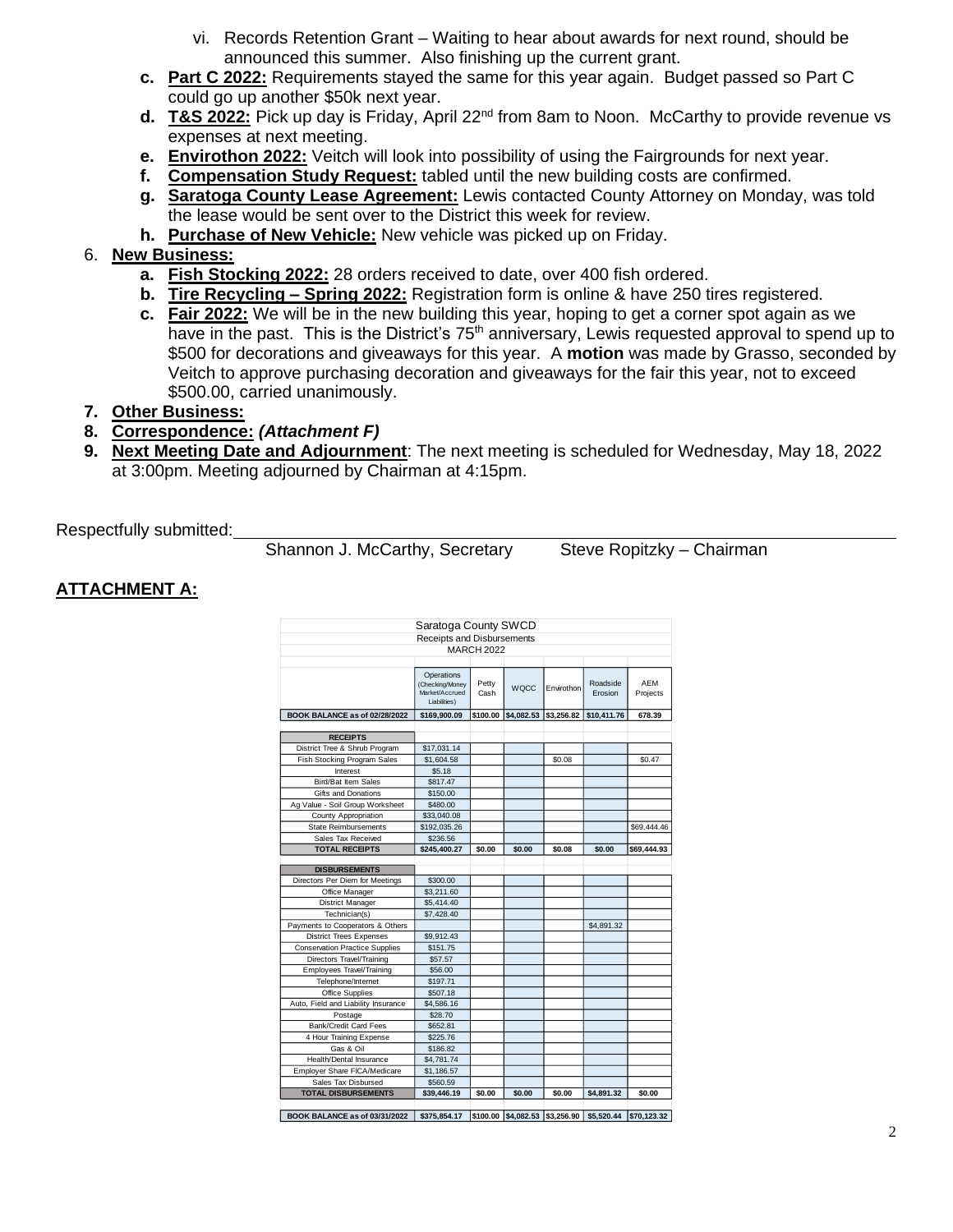vi. Records Retention Grant – Waiting to hear about awards for next round, should be announced this summer. Also finishing up the current grant.

c. **Part C 2022:** Requirements stayed the same for this year again. Budget passed so Part C could go up another $50k next year.

d. **T&S 2022:** Pick up day is Friday, April 22nd from 8am to Noon. McCarthy to provide revenue vs expenses at next meeting.

e. **Envirothon 2022:** Veitch will look into possibility of using the Fairgrounds for next year.

f. **Compensation Study Request:** tabled until the new building costs are confirmed.

g. **Saratoga County Lease Agreement:** Lewis contacted County Attorney on Monday, was told the lease would be sent over to the District this week for review.

h. **Purchase of New Vehicle:** New vehicle was picked up on Friday.

6. **New Business:**

   a. **Fish Stocking 2022:** 28 orders received to date, over 400 fish ordered.

   b. **Tire Recycling – Spring 2022:** Registration form is online & have 250 tires registered.

   c. **Fair 2022:** We will be in the new building this year, hoping to get a corner spot again as we have in the past. This is the District's 75th anniversary, Lewis requested approval to spend up to $500 for decorations and giveaways for this year. A **motion** was made by Grasso, seconded by Veitch to approve purchasing decoration and giveaways for the fair this year, not to exceed $500.00, carried unanimously.

7. **Other Business:**

8. **Correspondence:** ***(Attachment F)***

9. **Next Meeting Date and Adjournment**: The next meeting is scheduled for Wednesday, May 18, 2022 at 3:00pm. Meeting adjourned by Chairman at 4:15pm.

Respectfully submitted:

Shannon J. McCarthy, Secretary          Steve Ropitzky – Chairman

## ATTACHMENT A:

Saratoga County SWCD
Receipts and Disbursements
MARCH 2022

| | Operations (Checking/Money Market/Accrued Liabilities) | Petty Cash | WQCC | Envirothon | Roadside Erosion | AEM Projects |
|---|---|---|---|---|---|---|
| **BOOK BALANCE as of 02/28/2022** | **$169,900.09** | **$100.00** | **$4,082.53** | **$3,256.82** | **$10,411.76** | **678.39** |
| **RECEIPTS** | | | | | | |
| District Tree & Shrub Program | $17,031.14 | | | | | |
| Fish Stocking Program Sales | $1,604.58 | | | $0.08 | | $0.47 |
| Interest | $5.18 | | | | | |
| Bird/Bat Item Sales | $817.47 | | | | | |
| Gifts and Donations | $150.00 | | | | | |
| Ag Value - Soil Group Worksheet | $480.00 | | | | | |
| County Appropriation | $33,040.08 | | | | | |
| State Reimbursements | $192,035.26 | | | | | $69,444.46 |
| Sales Tax Received | $236.56 | | | | | |
| **TOTAL RECEIPTS** | **$245,400.27** | **$0.00** | **$0.00** | **$0.08** | **$0.00** | **$69,444.93** |
| **DISBURSEMENTS** | | | | | | |
| Directors Per Diem for Meetings | $300.00 | | | | | |
| Office Manager | $3,211.60 | | | | | |
| District Manager | $5,414.40 | | | | | |
| Technician(s) | $7,428.40 | | | | | |
| Payments to Cooperators & Others | | | | | $4,891.32 | |
| District Trees Expenses | $9,912.43 | | | | | |
| Conservation Practice Supplies | $151.75 | | | | | |
| Directors Travel/Training | $57.57 | | | | | |
| Employees Travel/Training | $56.00 | | | | | |
| Telephone/Internet | $197.71 | | | | | |
| Office Supplies | $507.18 | | | | | |
| Auto, Field and Liability Insurance | $4,586.16 | | | | | |
| Postage | $28.70 | | | | | |
| Bank/Credit Card Fees | $652.81 | | | | | |
| 4 Hour Training Expense | $225.76 | | | | | |
| Gas & Oil | $186.82 | | | | | |
| Health/Dental Insurance | $4,781.74 | | | | | |
| Employer Share FICA/Medicare | $1,186.57 | | | | | |
| Sales Tax Disbursed | $560.59 | | | | | |
| **TOTAL DISBURSEMENTS** | **$39,446.19** | **$0.00** | **$0.00** | **$0.00** | **$4,891.32** | **$0.00** |
| **BOOK BALANCE as of 03/31/2022** | **$375,854.17** | **$100.00** | **$4,082.53** | **$3,256.90** | **$5,520.44** | **$70,123.32** |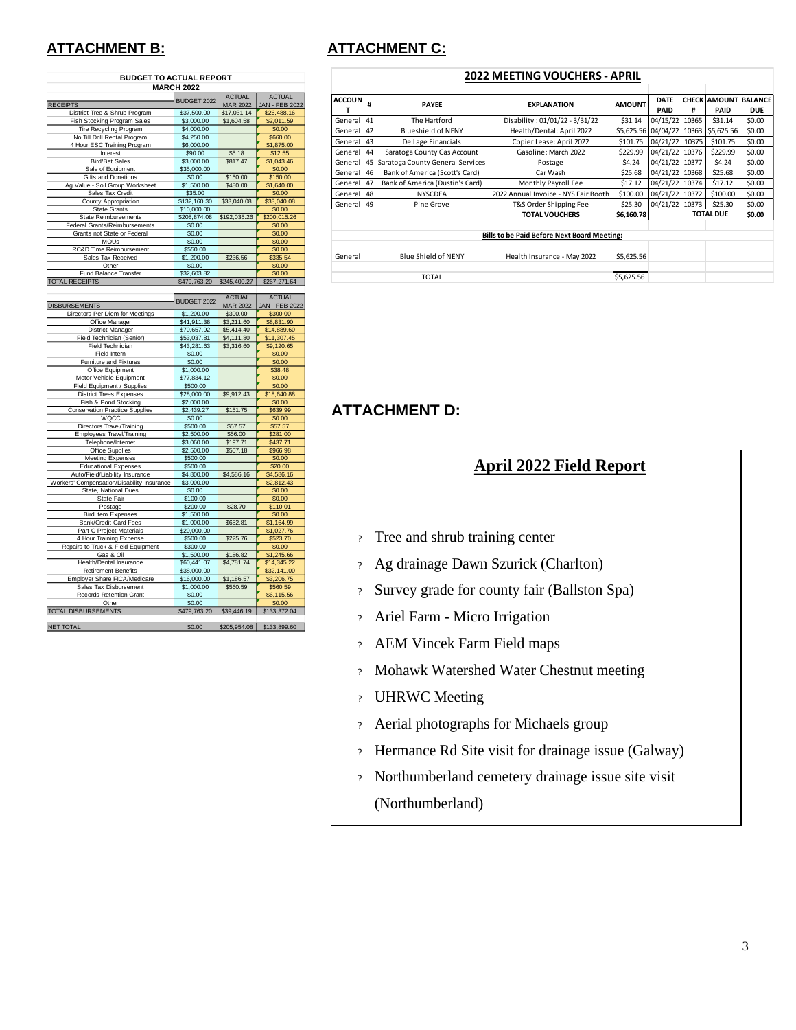## ATTACHMENT B:

| BUDGET TO ACTUAL REPORT | | | |
|---|---|---|---|
| MARCH 2022 | | | |
| RECEIPTS | BUDGET 2022 | ACTUAL MAR 2022 | ACTUAL JAN - FEB 2022 |
| District Tree & Shrub Program | $37,500.00 | $17,031.14 | $26,488.16 |
| Fish Stocking Program Sales | $3,000.00 | $1,604.58 | $2,011.59 |
| Tire Recycling Program | $4,000.00 | | $0.00 |
| No Till Drill Rental Program | $4,250.00 | | $660.00 |
| 4 Hour ESC Training Program | $6,000.00 | | $1,875.00 |
| Interest | $90.00 | $5.18 | $12.55 |
| Bird/Bat Sales | $3,000.00 | $817.47 | $1,043.46 |
| Sale of Equipment | $35,000.00 | | $0.00 |
| Gifts and Donations | $0.00 | $150.00 | $150.00 |
| Ag Value - Soil Group Worksheet | $1,500.00 | $480.00 | $1,640.00 |
| Sales Tax Credit | $35.00 | | $0.00 |
| County Appropriation | $132,160.30 | $33,040.08 | $33,040.08 |
| State Grants | $10,000.00 | | $0.00 |
| State Reimbursements | $208,874.08 | $192,035.26 | $200,015.26 |
| Federal Grants/Reimbursements | $0.00 | | $0.00 |
| Grants not State or Federal | $0.00 | | $0.00 |
| MOUs | $0.00 | | $0.00 |
| RC&D Time Reimbursement | $550.00 | | $0.00 |
| Sales Tax Received | $1,200.00 | $236.56 | $335.54 |
| Other | $0.00 | | $0.00 |
| Fund Balance Transfer | $32,603.82 | | $0.00 |
| TOTAL RECEIPTS | $479,763.20 | $245,400.27 | $267,271.64 |

| DISBURSEMENTS | BUDGET 2022 | ACTUAL MAR 2022 | ACTUAL JAN - FEB 2022 |
|---|---|---|---|
| Directors Per Diem for Meetings | $1,200.00 | $300.00 | $300.00 |
| Office Manager | $41,911.38 | $3,211.60 | $8,831.90 |
| District Manager | $70,657.92 | $5,414.40 | $14,889.60 |
| Field Technician (Senior) | $53,037.81 | $4,111.80 | $11,307.45 |
| Field Technician | $43,281.63 | $3,316.60 | $9,120.65 |
| Field Intern | $0.00 | | $0.00 |
| Furniture and Fixtures | $0.00 | | $0.00 |
| Office Equipment | $1,000.00 | | $38.48 |
| Motor Vehicle Equipment | $77,834.12 | | $0.00 |
| Field Equipment / Supplies | $500.00 | | $0.00 |
| District Trees Expenses | $28,000.00 | $9,912.43 | $18,640.88 |
| Fish & Pond Stocking | $2,000.00 | | $0.00 |
| Conservation Practice Supplies | $2,439.27 | $151.75 | $639.99 |
| WQCC | $0.00 | | $0.00 |
| Directors Travel/Training | $500.00 | $57.57 | $57.57 |
| Employees Travel/Training | $2,500.00 | $56.00 | $281.00 |
| Telephone/Internet | $3,060.00 | $197.71 | $437.71 |
| Office Supplies | $2,500.00 | $507.18 | $966.98 |
| Meeting Expenses | $500.00 | | $0.00 |
| Educational Expenses | $500.00 | | $20.00 |
| Auto/Field/Liability Insurance | $4,800.00 | $4,586.16 | $4,586.16 |
| Workers' Compensation/Disability Insurance | $3,000.00 | | $2,812.43 |
| State, National Dues | $0.00 | | $0.00 |
| State Fair | $100.00 | | $0.00 |
| Postage | $200.00 | $28.70 | $110.01 |
| Bird Item Expenses | $1,500.00 | | $0.00 |
| Bank/Credit Card Fees | $1,000.00 | $652.81 | $1,164.99 |
| Part C Project Materials | $20,000.00 | | $1,027.76 |
| 4 Hour Training Expense | $500.00 | $225.76 | $523.70 |
| Repairs to Truck & Field Equipment | $300.00 | | $0.00 |
| Gas & Oil | $1,500.00 | $186.82 | $1,245.66 |
| Health/Dental Insurance | $60,441.07 | $4,781.74 | $14,345.22 |
| Retirement Benefits | $38,000.00 | | $32,141.00 |
| Employer Share FICA/Medicare | $16,000.00 | $1,186.57 | $3,206.75 |
| Sales Tax Disbursement | $1,000.00 | $560.59 | $560.59 |
| Records Retention Grant | $0.00 | | $6,115.56 |
| Other | $0.00 | | $0.00 |
| TOTAL DISBURSEMENTS | $479,763.20 | $39,446.19 | $133,372.04 |
| NET TOTAL | $0.00 | $205,954.08 | $133,899.60 |

## ATTACHMENT C:

**2022 MEETING VOUCHERS - APRIL**

| ACCOUNT | # | PAYEE | EXPLANATION | AMOUNT | DATE PAID | CHECK # | AMOUNT PAID | BALANCE DUE |
|---|---|---|---|---|---|---|---|---|
| General | 41 | The Hartford | Disability : 01/01/22 - 3/31/22 | $31.14 | 04/15/22 | 10365 | $31.14 | $0.00 |
| General | 42 | Blueshield of NENY | Health/Dental: April 2022 | $5,625.56 | 04/04/22 | 10363 | $5,625.56 | $0.00 |
| General | 43 | De Lage Financials | Copier Lease: April 2022 | $101.75 | 04/21/22 | 10375 | $101.75 | $0.00 |
| General | 44 | Saratoga County Gas Account | Gasoline: March 2022 | $229.99 | 04/21/22 | 10376 | $229.99 | $0.00 |
| General | 45 | Saratoga County General Services | Postage | $4.24 | 04/21/22 | 10377 | $4.24 | $0.00 |
| General | 46 | Bank of America (Scott's Card) | Car Wash | $25.68 | 04/21/22 | 10368 | $25.68 | $0.00 |
| General | 47 | Bank of America (Dustin's Card) | Monthly Payroll Fee | $17.12 | 04/21/22 | 10374 | $17.12 | $0.00 |
| General | 48 | NYSCDEA | 2022 Annual Invoice - NYS Fair Booth | $100.00 | 04/21/22 | 10372 | $100.00 | $0.00 |
| General | 49 | Pine Grove | T&S Order Shipping Fee | $25.30 | 04/21/22 | 10373 | $25.30 | $0.00 |
| | | | **TOTAL VOUCHERS** | **$6,160.78** | | **TOTAL DUE** | | **$0.00** |
| | | | **Bills to be Paid Before Next Board Meeting:** | | | | | |
| General | | Blue Shield of NENY | Health Insurance - May 2022 | $5,625.56 | | | | |
| | | TOTAL | | $5,625.56 | | | | |

## ATTACHMENT D:

**April 2022 Field Report**

- Tree and shrub training center
- Ag drainage Dawn Szurick (Charlton)
- Survey grade for county fair (Ballston Spa)
- Ariel Farm - Micro Irrigation
- AEM Vincek Farm Field maps
- Mohawk Watershed Water Chestnut meeting
- UHRWC Meeting
- Aerial photographs for Michaels group
- Hermance Rd Site visit for drainage issue (Galway)
- Northumberland cemetery drainage issue site visit (Northumberland)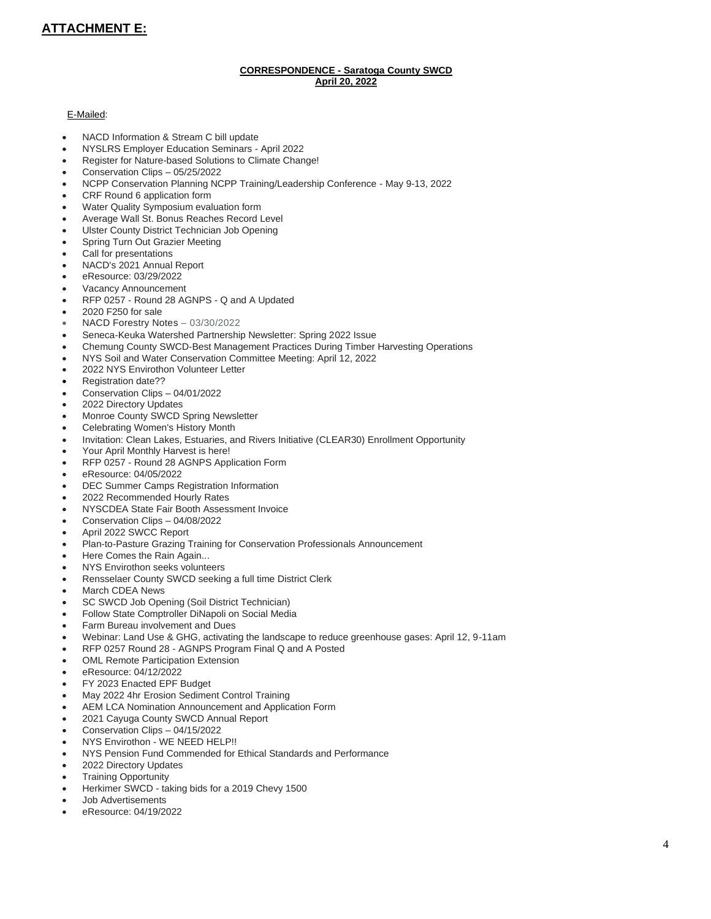# ATTACHMENT E:

**CORRESPONDENCE - Saratoga County SWCD**
**April 20, 2022**

E-Mailed:

- NACD Information & Stream C bill update
- NYSLRS Employer Education Seminars - April 2022
- Register for Nature-based Solutions to Climate Change!
- Conservation Clips – 05/25/2022
- NCPP Conservation Planning NCPP Training/Leadership Conference - May 9-13, 2022
- CRF Round 6 application form
- Water Quality Symposium evaluation form
- Average Wall St. Bonus Reaches Record Level
- Ulster County District Technician Job Opening
- Spring Turn Out Grazier Meeting
- Call for presentations
- NACD's 2021 Annual Report
- eResource: 03/29/2022
- Vacancy Announcement
- RFP 0257 - Round 28 AGNPS - Q and A Updated
- 2020 F250 for sale
- NACD Forestry Notes – 03/30/2022
- Seneca-Keuka Watershed Partnership Newsletter: Spring 2022 Issue
- Chemung County SWCD-Best Management Practices During Timber Harvesting Operations
- NYS Soil and Water Conservation Committee Meeting: April 12, 2022
- 2022 NYS Envirothon Volunteer Letter
- Registration date??
- Conservation Clips – 04/01/2022
- 2022 Directory Updates
- Monroe County SWCD Spring Newsletter
- Celebrating Women's History Month
- Invitation: Clean Lakes, Estuaries, and Rivers Initiative (CLEAR30) Enrollment Opportunity
- Your April Monthly Harvest is here!
- RFP 0257 - Round 28 AGNPS Application Form
- eResource: 04/05/2022
- DEC Summer Camps Registration Information
- 2022 Recommended Hourly Rates
- NYSCDEA State Fair Booth Assessment Invoice
- Conservation Clips – 04/08/2022
- April 2022 SWCC Report
- Plan-to-Pasture Grazing Training for Conservation Professionals Announcement
- Here Comes the Rain Again...
- NYS Envirothon seeks volunteers
- Rensselaer County SWCD seeking a full time District Clerk
- March CDEA News
- SC SWCD Job Opening (Soil District Technician)
- Follow State Comptroller DiNapoli on Social Media
- Farm Bureau involvement and Dues
- Webinar: Land Use & GHG, activating the landscape to reduce greenhouse gases: April 12, 9-11am
- RFP 0257 Round 28 - AGNPS Program Final Q and A Posted
- OML Remote Participation Extension
- eResource: 04/12/2022
- FY 2023 Enacted EPF Budget
- May 2022 4hr Erosion Sediment Control Training
- AEM LCA Nomination Announcement and Application Form
- 2021 Cayuga County SWCD Annual Report
- Conservation Clips – 04/15/2022
- NYS Envirothon - WE NEED HELP!!
- NYS Pension Fund Commended for Ethical Standards and Performance
- 2022 Directory Updates
- Training Opportunity
- Herkimer SWCD - taking bids for a 2019 Chevy 1500
- Job Advertisements
- eResource: 04/19/2022